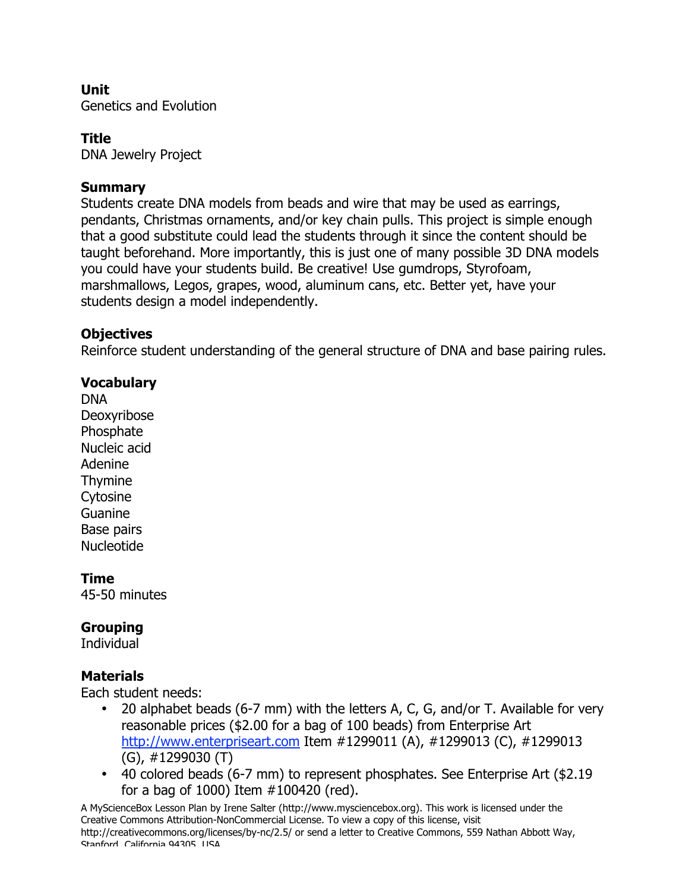**Unit**
Genetics and Evolution

**Title**
DNA Jewelry Project

**Summary**
Students create DNA models from beads and wire that may be used as earrings, pendants, Christmas ornaments, and/or key chain pulls. This project is simple enough that a good substitute could lead the students through it since the content should be taught beforehand. More importantly, this is just one of many possible 3D DNA models you could have your students build. Be creative! Use gumdrops, Styrofoam, marshmallows, Legos, grapes, wood, aluminum cans, etc. Better yet, have your students design a model independently.

**Objectives**
Reinforce student understanding of the general structure of DNA and base pairing rules.

**Vocabulary**
DNA
Deoxyribose
Phosphate
Nucleic acid
Adenine
Thymine
Cytosine
Guanine
Base pairs
Nucleotide

**Time**
45-50 minutes

**Grouping**
Individual

**Materials**
Each student needs:

- 20 alphabet beads (6-7 mm) with the letters A, C, G, and/or T. Available for very reasonable prices ($2.00 for a bag of 100 beads) from Enterprise Art http://www.enterpriseart.com Item #1299011 (A), #1299013 (C), #1299013 (G), #1299030 (T)
- 40 colored beads (6-7 mm) to represent phosphates. See Enterprise Art ($2.19 for a bag of 1000) Item #100420 (red).

A MyScienceBox Lesson Plan by Irene Salter (http://www.mysciencebox.org). This work is licensed under the Creative Commons Attribution-NonCommercial License. To view a copy of this license, visit http://creativecommons.org/licenses/by-nc/2.5/ or send a letter to Creative Commons, 559 Nathan Abbott Way, Stanford, California 94305, USA.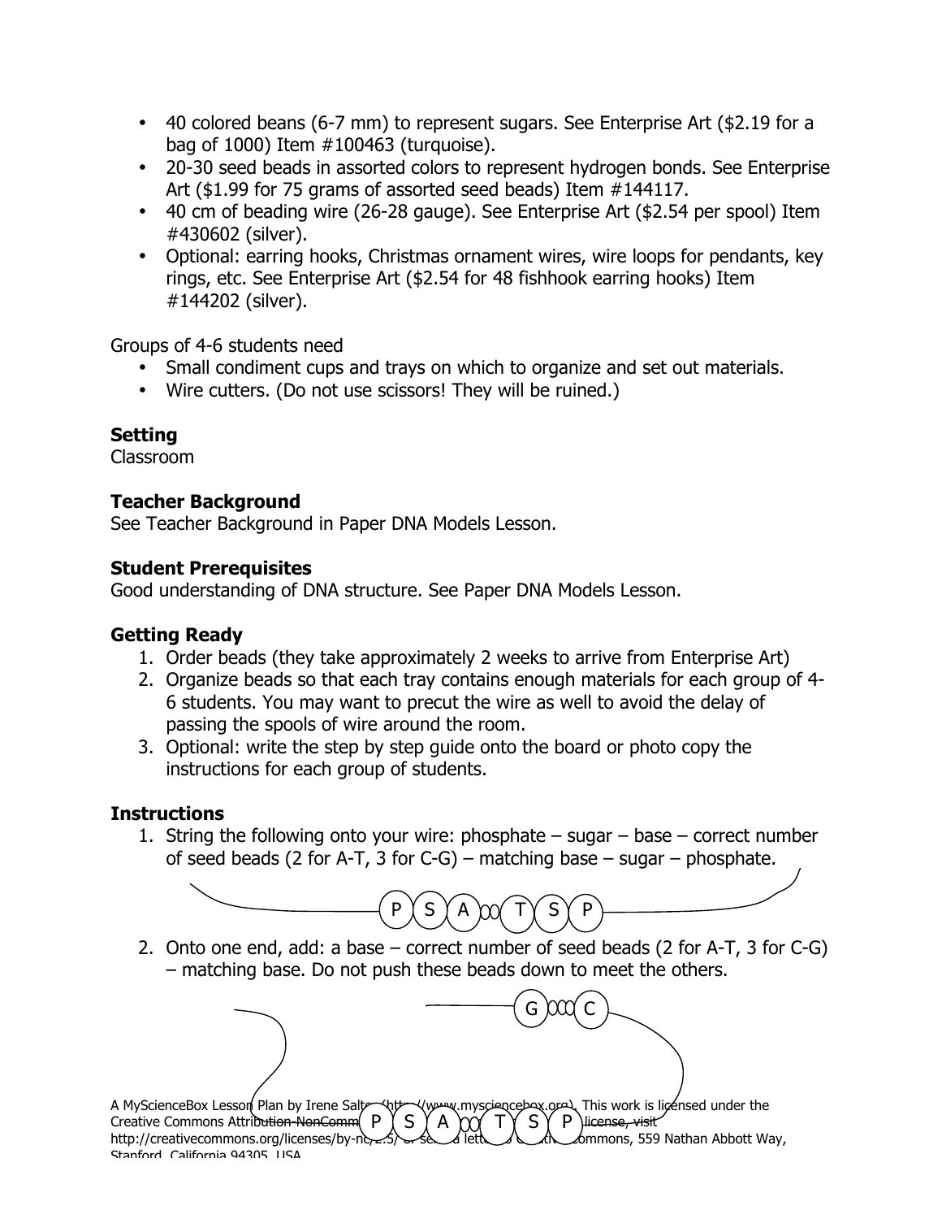- 40 colored beans (6-7 mm) to represent sugars. See Enterprise Art ($2.19 for a bag of 1000) Item #100463 (turquoise).
- 20-30 seed beads in assorted colors to represent hydrogen bonds. See Enterprise Art ($1.99 for 75 grams of assorted seed beads) Item #144117.
- 40 cm of beading wire (26-28 gauge). See Enterprise Art ($2.54 per spool) Item #430602 (silver).
- Optional: earring hooks, Christmas ornament wires, wire loops for pendants, key rings, etc. See Enterprise Art ($2.54 for 48 fishhook earring hooks) Item #144202 (silver).

Groups of 4-6 students need

- Small condiment cups and trays on which to organize and set out materials.
- Wire cutters. (Do not use scissors! They will be ruined.)

### Setting

Classroom

### Teacher Background

See Teacher Background in Paper DNA Models Lesson.

### Student Prerequisites

Good understanding of DNA structure. See Paper DNA Models Lesson.

### Getting Ready

1. Order beads (they take approximately 2 weeks to arrive from Enterprise Art)
2. Organize beads so that each tray contains enough materials for each group of 4-6 students. You may want to precut the wire as well to avoid the delay of passing the spools of wire around the room.
3. Optional: write the step by step guide onto the board or photo copy the instructions for each group of students.

### Instructions

1. String the following onto your wire: phosphate – sugar – base – correct number of seed beads (2 for A-T, 3 for C-G) – matching base – sugar – phosphate.

   P S A oo T S P

2. Onto one end, add: a base – correct number of seed beads (2 for A-T, 3 for C-G) – matching base. Do not push these beads down to meet the others.

   G ooo C

   P S A oo T S P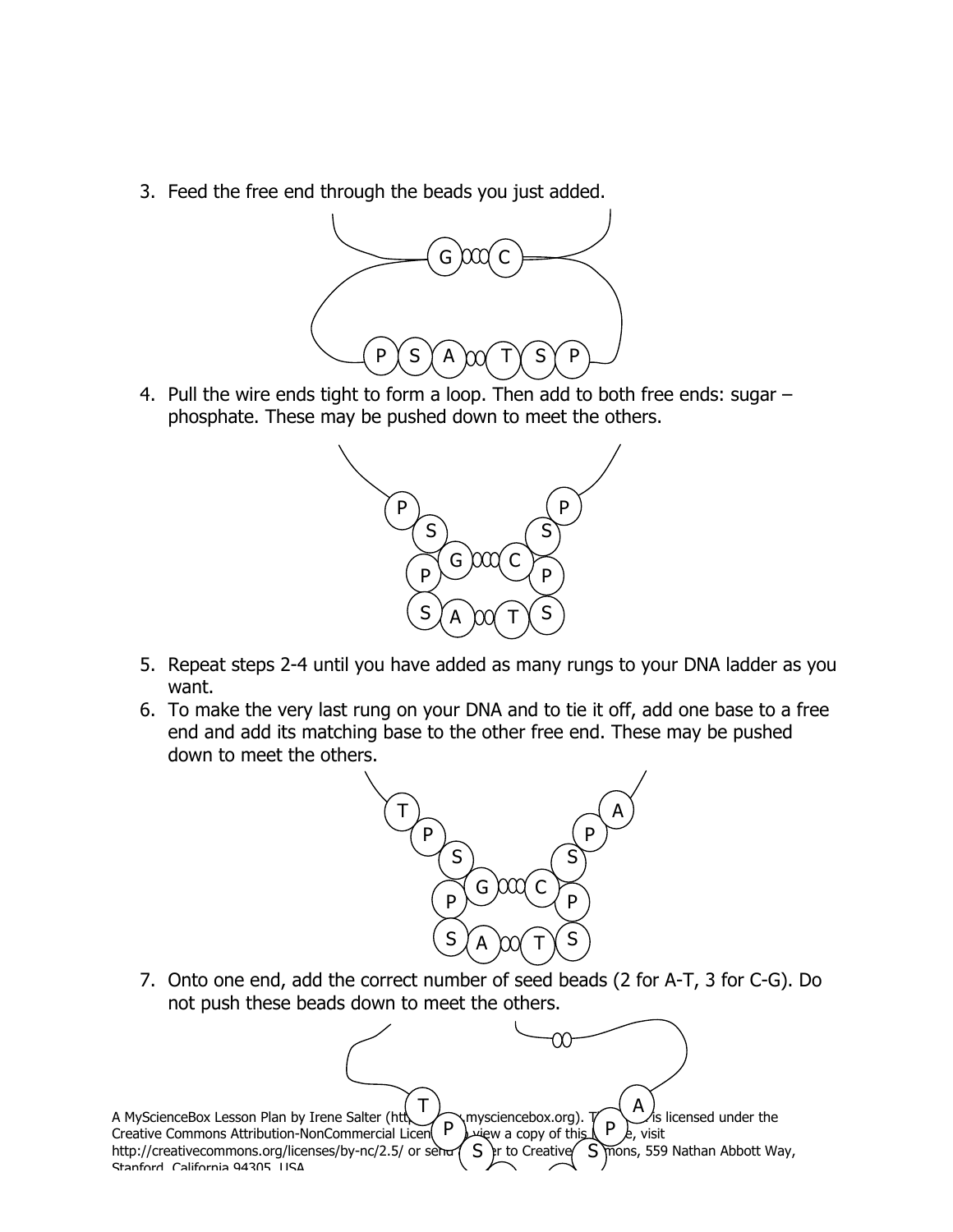3. Feed the free end through the beads you just added.

4. Pull the wire ends tight to form a loop. Then add to both free ends: sugar – phosphate. These may be pushed down to meet the others.

5. Repeat steps 2-4 until you have added as many rungs to your DNA ladder as you want.

6. To make the very last rung on your DNA and to tie it off, add one base to a free end and add its matching base to the other free end. These may be pushed down to meet the others.

7. Onto one end, add the correct number of seed beads (2 for A-T, 3 for C-G). Do not push these beads down to meet the others.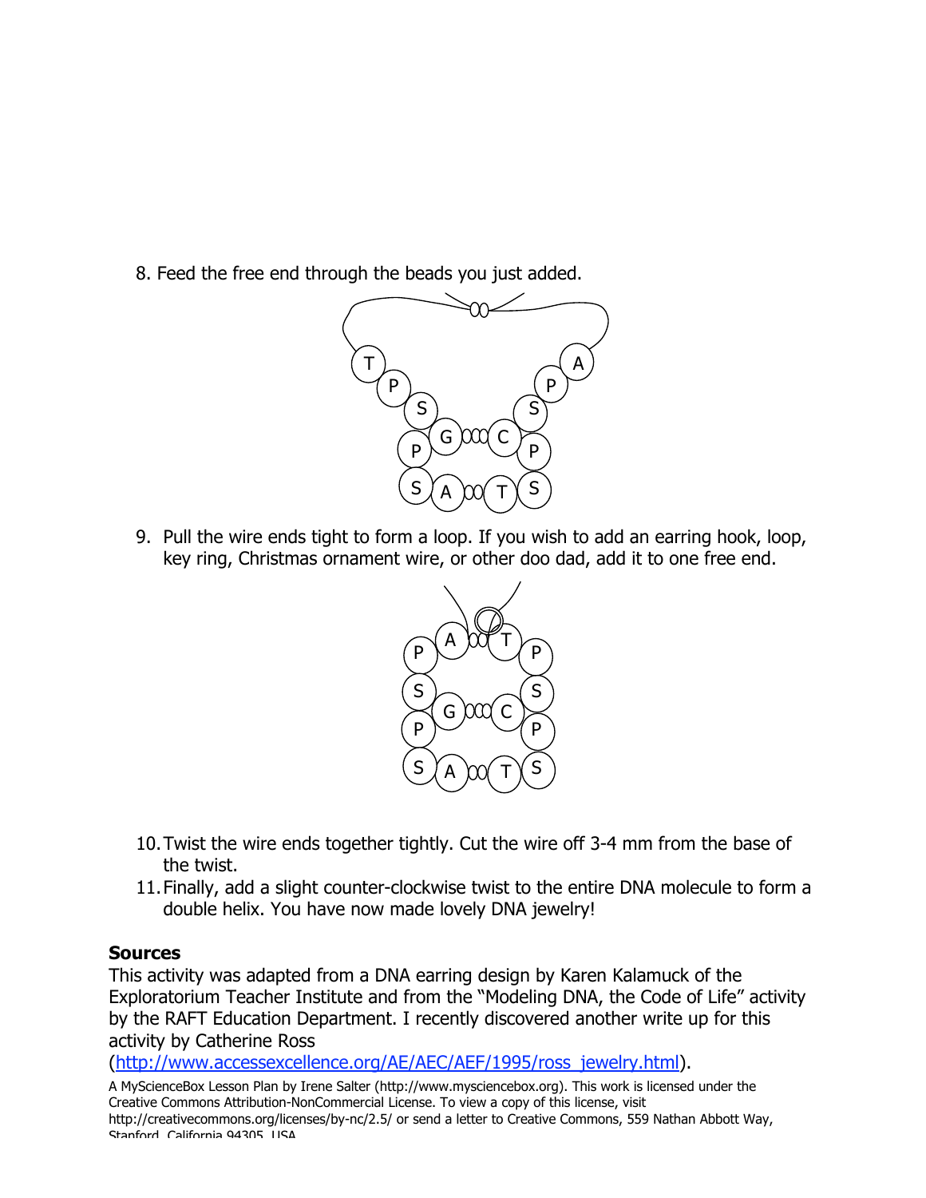8. Feed the free end through the beads you just added.

9. Pull the wire ends tight to form a loop. If you wish to add an earring hook, loop, key ring, Christmas ornament wire, or other doo dad, add it to one free end.

10. Twist the wire ends together tightly. Cut the wire off 3-4 mm from the base of the twist.
11. Finally, add a slight counter-clockwise twist to the entire DNA molecule to form a double helix. You have now made lovely DNA jewelry!

**Sources**

This activity was adapted from a DNA earring design by Karen Kalamuck of the Exploratorium Teacher Institute and from the "Modeling DNA, the Code of Life" activity by the RAFT Education Department. I recently discovered another write up for this activity by Catherine Ross (http://www.accessexcellence.org/AE/AEC/AEF/1995/ross_jewelry.html).

A MyScienceBox Lesson Plan by Irene Salter (http://www.mysciencebox.org). This work is licensed under the Creative Commons Attribution-NonCommercial License. To view a copy of this license, visit http://creativecommons.org/licenses/by-nc/2.5/ or send a letter to Creative Commons, 559 Nathan Abbott Way, Stanford, California 94305, USA.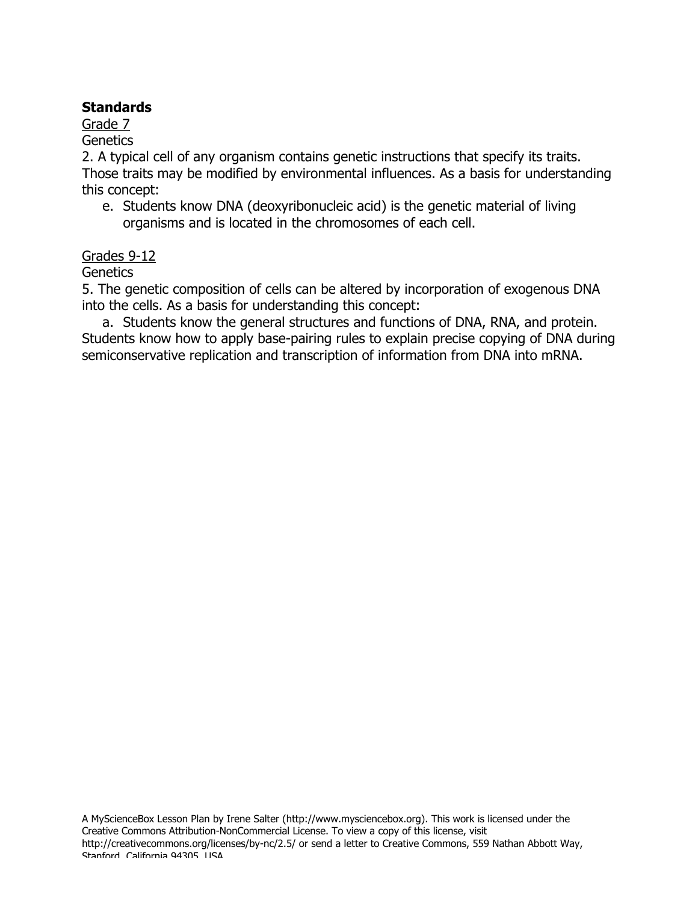**Standards**

Grade 7

Genetics

2. A typical cell of any organism contains genetic instructions that specify its traits. Those traits may be modified by environmental influences. As a basis for understanding this concept:

   e. Students know DNA (deoxyribonucleic acid) is the genetic material of living organisms and is located in the chromosomes of each cell.

Grades 9-12

Genetics

5. The genetic composition of cells can be altered by incorporation of exogenous DNA into the cells. As a basis for understanding this concept:

   a. Students know the general structures and functions of DNA, RNA, and protein. Students know how to apply base-pairing rules to explain precise copying of DNA during semiconservative replication and transcription of information from DNA into mRNA.

A MyScienceBox Lesson Plan by Irene Salter (http://www.mysciencebox.org). This work is licensed under the Creative Commons Attribution-NonCommercial License. To view a copy of this license, visit http://creativecommons.org/licenses/by-nc/2.5/ or send a letter to Creative Commons, 559 Nathan Abbott Way, Stanford, California 94305, USA.